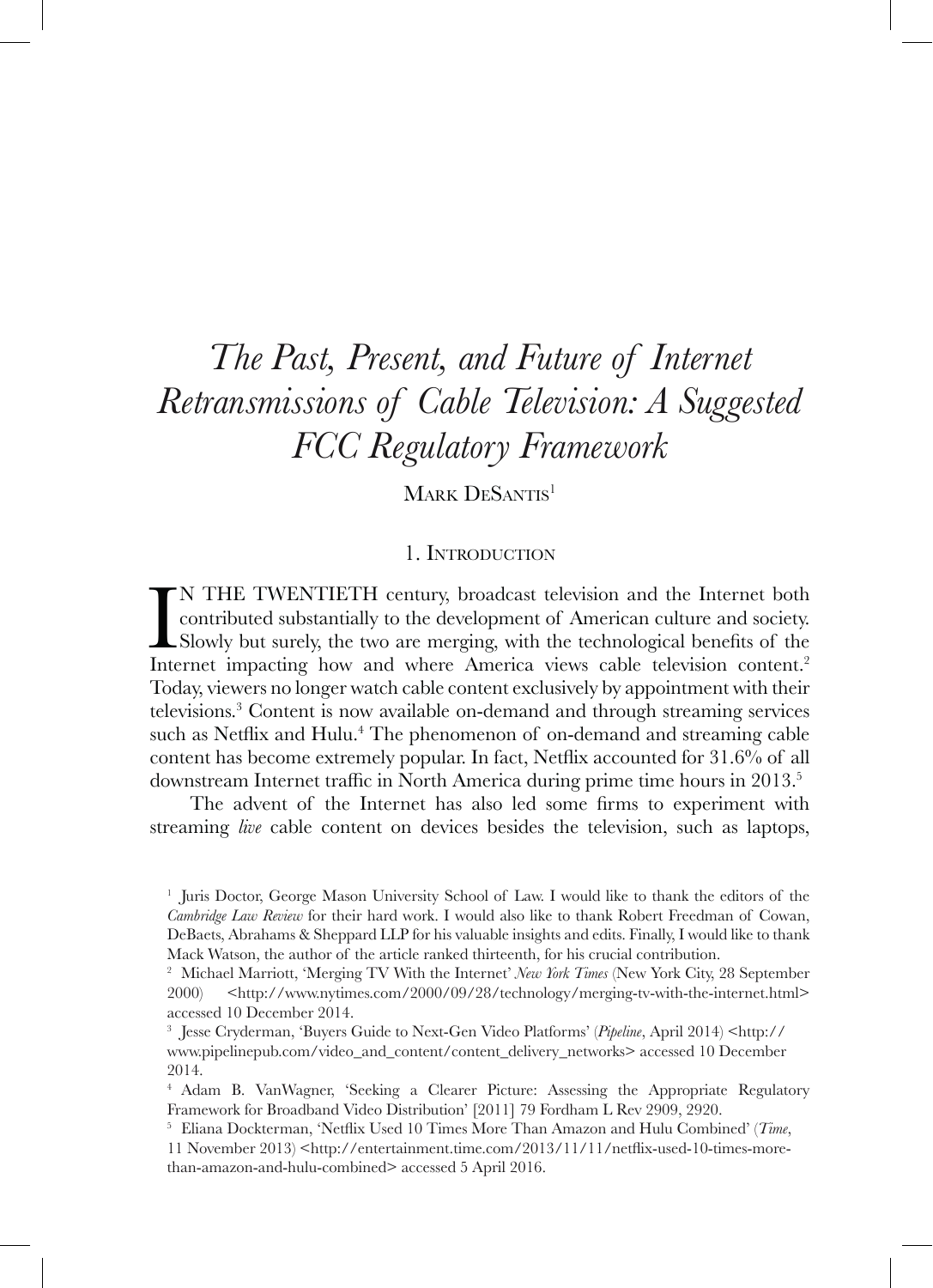# *The Past, Present, and Future of Internet Retransmissions of Cable Television: A Suggested FCC Regulatory Framework*

Mark DeSantis[1]

## 1. Introduction

IN THE TWENTIETH century, broadcast television and the Internet both contributed substantially to the development of American culture and society. Slowly but surely, the two are merging, with the technological benefits of the Internet impacting how and where America views cable television content.[2] Today, viewers no longer watch cable content exclusively by appointment with their televisions.[3] Content is now available on-demand and through streaming services such as Netflix and Hulu.[4] The phenomenon of on-demand and streaming cable content has become extremely popular. In fact, Netflix accounted for 31.6% of all downstream Internet traffic in North America during prime time hours in 2013.[5]

The advent of the Internet has also led some firms to experiment with streaming *live* cable content on devices besides the television, such as laptops,

---

[1] Juris Doctor, George Mason University School of Law. I would like to thank the editors of the *Cambridge Law Review* for their hard work. I would also like to thank Robert Freedman of Cowan, DeBaets, Abrahams & Sheppard LLP for his valuable insights and edits. Finally, I would like to thank Mack Watson, the author of the article ranked thirteenth, for his crucial contribution.

[2] Michael Marriott, 'Merging TV With the Internet' *New York Times* (New York City, 28 September 2000) <http://www.nytimes.com/2000/09/28/technology/merging-tv-with-the-internet.html> accessed 10 December 2014.

[3] Jesse Cryderman, 'Buyers Guide to Next-Gen Video Platforms' (*Pipeline*, April 2014) <http://www.pipelinepub.com/video_and_content/content_delivery_networks> accessed 10 December 2014.

[4] Adam B. VanWagner, 'Seeking a Clearer Picture: Assessing the Appropriate Regulatory Framework for Broadband Video Distribution' [2011] 79 Fordham L Rev 2909, 2920.

[5] Eliana Dockterman, 'Netflix Used 10 Times More Than Amazon and Hulu Combined' (*Time*, 11 November 2013) <http://entertainment.time.com/2013/11/11/netflix-used-10-times-more-than-amazon-and-hulu-combined> accessed 5 April 2016.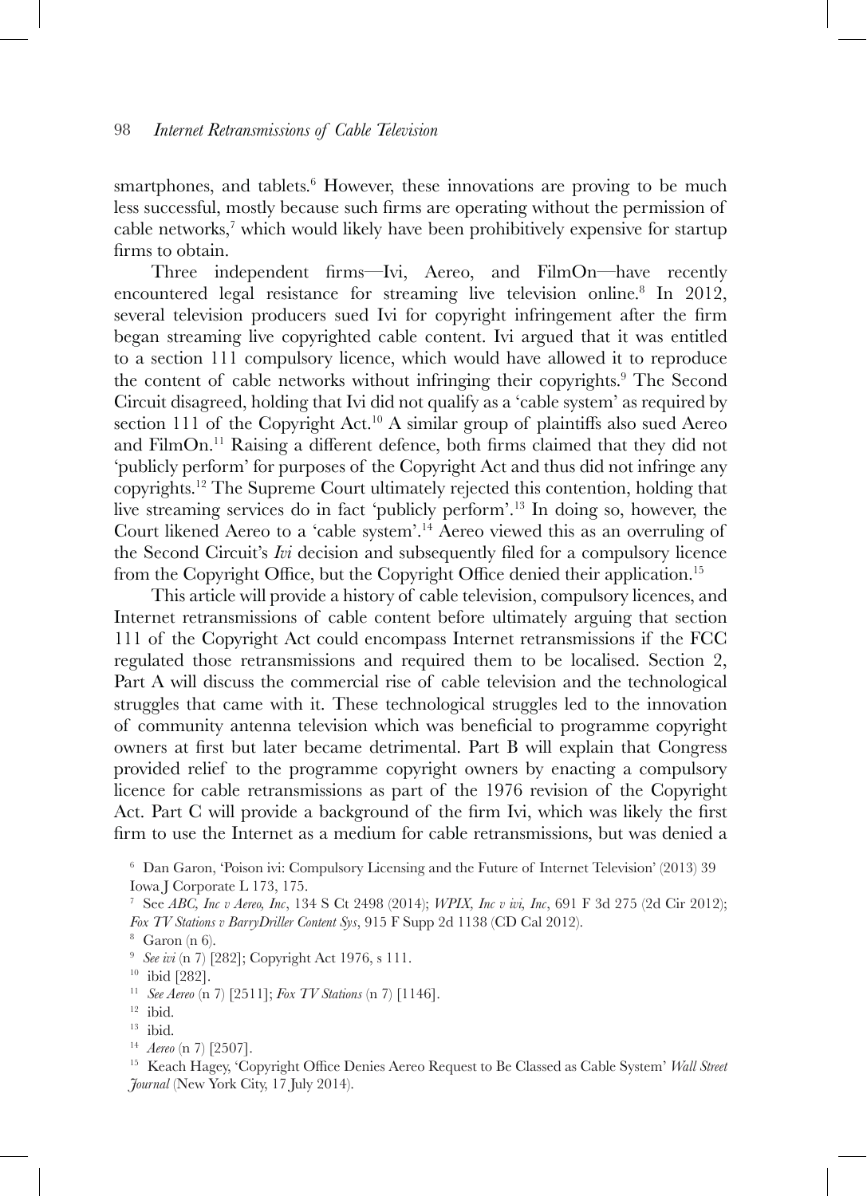smartphones, and tablets.[6] However, these innovations are proving to be much less successful, mostly because such firms are operating without the permission of cable networks,[7] which would likely have been prohibitively expensive for startup firms to obtain.

Three independent firms—Ivi, Aereo, and FilmOn—have recently encountered legal resistance for streaming live television online.[8] In 2012, several television producers sued Ivi for copyright infringement after the firm began streaming live copyrighted cable content. Ivi argued that it was entitled to a section 111 compulsory licence, which would have allowed it to reproduce the content of cable networks without infringing their copyrights.[9] The Second Circuit disagreed, holding that Ivi did not qualify as a 'cable system' as required by section 111 of the Copyright Act.[10] A similar group of plaintiffs also sued Aereo and FilmOn.[11] Raising a different defence, both firms claimed that they did not 'publicly perform' for purposes of the Copyright Act and thus did not infringe any copyrights.[12] The Supreme Court ultimately rejected this contention, holding that live streaming services do in fact 'publicly perform'.[13] In doing so, however, the Court likened Aereo to a 'cable system'.[14] Aereo viewed this as an overruling of the Second Circuit's *Ivi* decision and subsequently filed for a compulsory licence from the Copyright Office, but the Copyright Office denied their application.[15]

This article will provide a history of cable television, compulsory licences, and Internet retransmissions of cable content before ultimately arguing that section 111 of the Copyright Act could encompass Internet retransmissions if the FCC regulated those retransmissions and required them to be localised. Section 2, Part A will discuss the commercial rise of cable television and the technological struggles that came with it. These technological struggles led to the innovation of community antenna television which was beneficial to programme copyright owners at first but later became detrimental. Part B will explain that Congress provided relief to the programme copyright owners by enacting a compulsory licence for cable retransmissions as part of the 1976 revision of the Copyright Act. Part C will provide a background of the firm Ivi, which was likely the first firm to use the Internet as a medium for cable retransmissions, but was denied a

---

[6] Dan Garon, 'Poison ivi: Compulsory Licensing and the Future of Internet Television' (2013) 39 Iowa J Corporate L 173, 175.

[7] See *ABC, Inc v Aereo, Inc*, 134 S Ct 2498 (2014); *WPIX, Inc v ivi, Inc*, 691 F 3d 275 (2d Cir 2012); *Fox TV Stations v BarryDriller Content Sys*, 915 F Supp 2d 1138 (CD Cal 2012).

[8] Garon (n 6).

[9] *See ivi* (n 7) [282]; Copyright Act 1976, s 111.

[10] ibid [282].

[11] *See Aereo* (n 7) [2511]; *Fox TV Stations* (n 7) [1146].

[12] ibid.

[13] ibid.

[14] *Aereo* (n 7) [2507].

[15] Keach Hagey, 'Copyright Office Denies Aereo Request to Be Classed as Cable System' *Wall Street Journal* (New York City, 17 July 2014).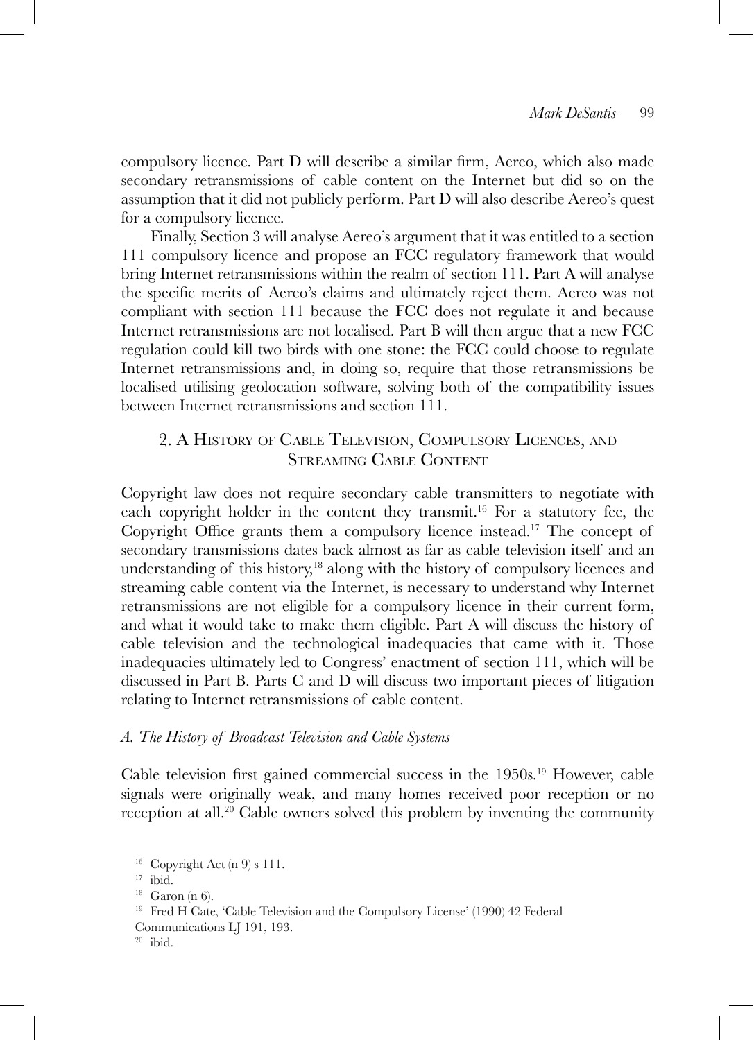compulsory licence. Part D will describe a similar firm, Aereo, which also made secondary retransmissions of cable content on the Internet but did so on the assumption that it did not publicly perform. Part D will also describe Aereo's quest for a compulsory licence.

Finally, Section 3 will analyse Aereo's argument that it was entitled to a section 111 compulsory licence and propose an FCC regulatory framework that would bring Internet retransmissions within the realm of section 111. Part A will analyse the specific merits of Aereo's claims and ultimately reject them. Aereo was not compliant with section 111 because the FCC does not regulate it and because Internet retransmissions are not localised. Part B will then argue that a new FCC regulation could kill two birds with one stone: the FCC could choose to regulate Internet retransmissions and, in doing so, require that those retransmissions be localised utilising geolocation software, solving both of the compatibility issues between Internet retransmissions and section 111.

## 2. A History of Cable Television, Compulsory Licences, and Streaming Cable Content

Copyright law does not require secondary cable transmitters to negotiate with each copyright holder in the content they transmit.[16] For a statutory fee, the Copyright Office grants them a compulsory licence instead.[17] The concept of secondary transmissions dates back almost as far as cable television itself and an understanding of this history,[18] along with the history of compulsory licences and streaming cable content via the Internet, is necessary to understand why Internet retransmissions are not eligible for a compulsory licence in their current form, and what it would take to make them eligible. Part A will discuss the history of cable television and the technological inadequacies that came with it. Those inadequacies ultimately led to Congress' enactment of section 111, which will be discussed in Part B. Parts C and D will discuss two important pieces of litigation relating to Internet retransmissions of cable content.

### *A. The History of Broadcast Television and Cable Systems*

Cable television first gained commercial success in the 1950s.[19] However, cable signals were originally weak, and many homes received poor reception or no reception at all.[20] Cable owners solved this problem by inventing the community

---

[16] Copyright Act (n 9) s 111.

[17] ibid.

[18] Garon (n 6).

[19] Fred H Cate, 'Cable Television and the Compulsory License' (1990) 42 Federal Communications LJ 191, 193.

[20] ibid.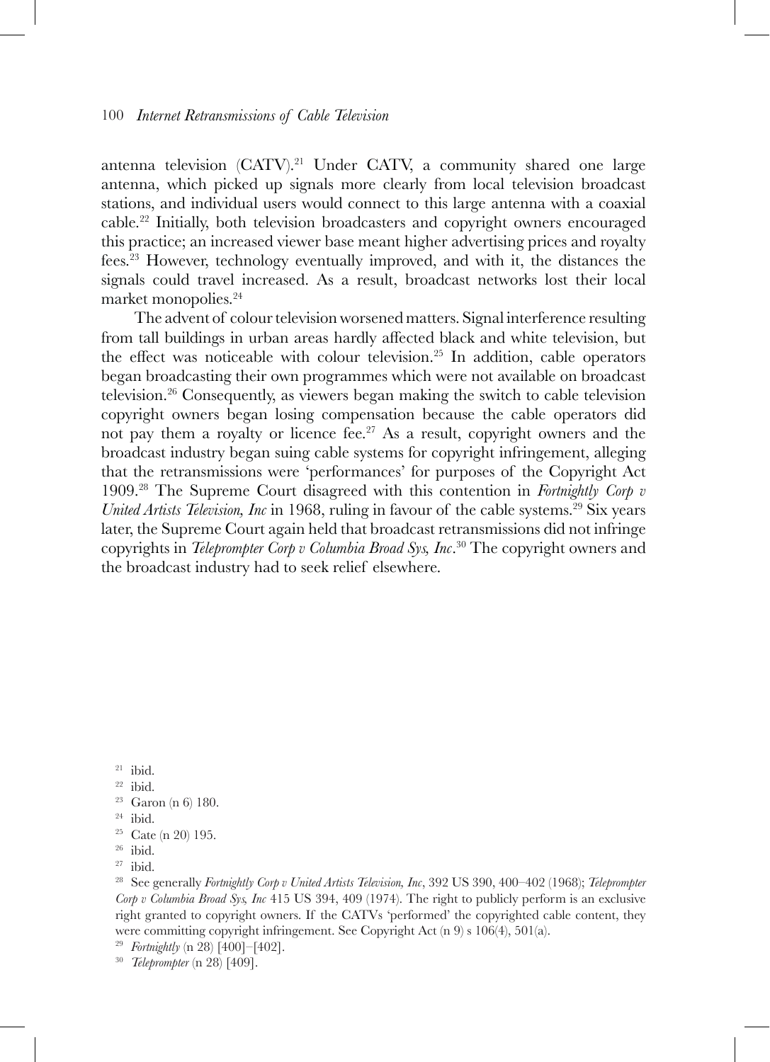antenna television (CATV).[21] Under CATV, a community shared one large antenna, which picked up signals more clearly from local television broadcast stations, and individual users would connect to this large antenna with a coaxial cable.[22] Initially, both television broadcasters and copyright owners encouraged this practice; an increased viewer base meant higher advertising prices and royalty fees.[23] However, technology eventually improved, and with it, the distances the signals could travel increased. As a result, broadcast networks lost their local market monopolies.[24]

The advent of colour television worsened matters. Signal interference resulting from tall buildings in urban areas hardly affected black and white television, but the effect was noticeable with colour television.[25] In addition, cable operators began broadcasting their own programmes which were not available on broadcast television.[26] Consequently, as viewers began making the switch to cable television copyright owners began losing compensation because the cable operators did not pay them a royalty or licence fee.[27] As a result, copyright owners and the broadcast industry began suing cable systems for copyright infringement, alleging that the retransmissions were 'performances' for purposes of the Copyright Act 1909.[28] The Supreme Court disagreed with this contention in *Fortnightly Corp v United Artists Television, Inc* in 1968, ruling in favour of the cable systems.[29] Six years later, the Supreme Court again held that broadcast retransmissions did not infringe copyrights in *Teleprompter Corp v Columbia Broad Sys, Inc*.[30] The copyright owners and the broadcast industry had to seek relief elsewhere.

---

[21] ibid.

[22] ibid.

[23] Garon (n 6) 180.

[24] ibid.

[25] Cate (n 20) 195.

[26] ibid.

[27] ibid.

[28] See generally *Fortnightly Corp v United Artists Television, Inc*, 392 US 390, 400–402 (1968); *Teleprompter Corp v Columbia Broad Sys, Inc* 415 US 394, 409 (1974). The right to publicly perform is an exclusive right granted to copyright owners. If the CATVs 'performed' the copyrighted cable content, they were committing copyright infringement. See Copyright Act (n 9) s 106(4), 501(a).

[29] *Fortnightly* (n 28) [400]–[402].

[30] *Teleprompter* (n 28) [409].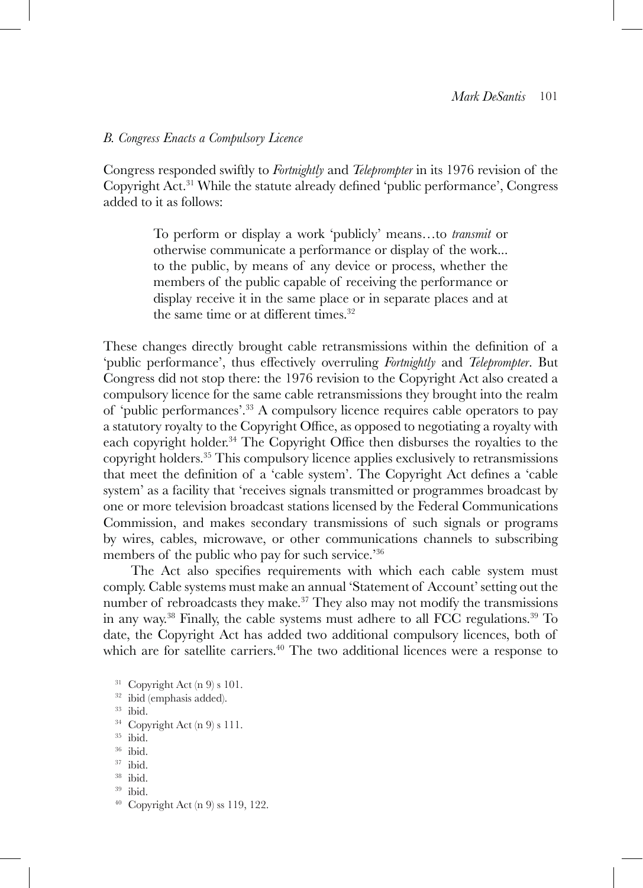### *B. Congress Enacts a Compulsory Licence*

Congress responded swiftly to *Fortnightly* and *Teleprompter* in its 1976 revision of the Copyright Act.[31] While the statute already defined 'public performance', Congress added to it as follows:

> To perform or display a work 'publicly' means…to *transmit* or otherwise communicate a performance or display of the work... to the public, by means of any device or process, whether the members of the public capable of receiving the performance or display receive it in the same place or in separate places and at the same time or at different times.[32]

These changes directly brought cable retransmissions within the definition of a 'public performance', thus effectively overruling *Fortnightly* and *Teleprompter*. But Congress did not stop there: the 1976 revision to the Copyright Act also created a compulsory licence for the same cable retransmissions they brought into the realm of 'public performances'.[33] A compulsory licence requires cable operators to pay a statutory royalty to the Copyright Office, as opposed to negotiating a royalty with each copyright holder.[34] The Copyright Office then disburses the royalties to the copyright holders.[35] This compulsory licence applies exclusively to retransmissions that meet the definition of a 'cable system'. The Copyright Act defines a 'cable system' as a facility that 'receives signals transmitted or programmes broadcast by one or more television broadcast stations licensed by the Federal Communications Commission, and makes secondary transmissions of such signals or programs by wires, cables, microwave, or other communications channels to subscribing members of the public who pay for such service.'[36]

The Act also specifies requirements with which each cable system must comply. Cable systems must make an annual 'Statement of Account' setting out the number of rebroadcasts they make.[37] They also may not modify the transmissions in any way.[38] Finally, the cable systems must adhere to all FCC regulations.[39] To date, the Copyright Act has added two additional compulsory licences, both of which are for satellite carriers.[40] The two additional licences were a response to

[31] Copyright Act (n 9) s 101.

[32] ibid (emphasis added).

[33] ibid.

[34] Copyright Act (n 9) s 111.

[35] ibid.

[36] ibid.

[37] ibid.

[38] ibid.

[39] ibid.

[40] Copyright Act (n 9) ss 119, 122.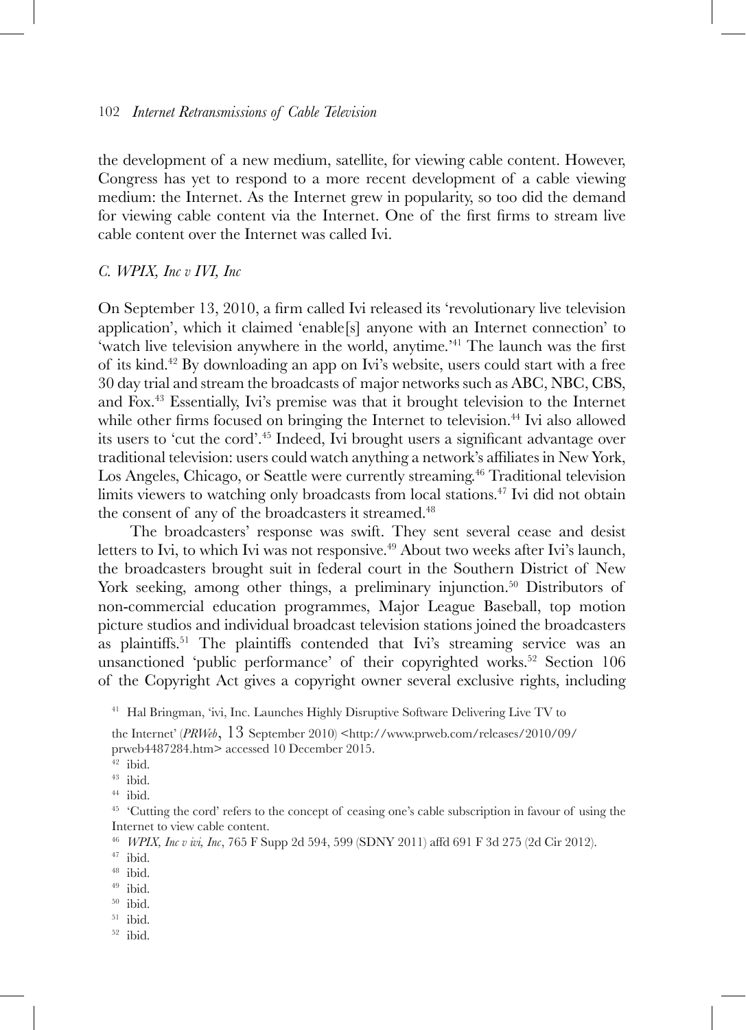the development of a new medium, satellite, for viewing cable content. However, Congress has yet to respond to a more recent development of a cable viewing medium: the Internet. As the Internet grew in popularity, so too did the demand for viewing cable content via the Internet. One of the first firms to stream live cable content over the Internet was called Ivi.

### *C. WPIX, Inc v IVI, Inc*

On September 13, 2010, a firm called Ivi released its 'revolutionary live television application', which it claimed 'enable[s] anyone with an Internet connection' to 'watch live television anywhere in the world, anytime.'[41] The launch was the first of its kind.[42] By downloading an app on Ivi's website, users could start with a free 30 day trial and stream the broadcasts of major networks such as ABC, NBC, CBS, and Fox.[43] Essentially, Ivi's premise was that it brought television to the Internet while other firms focused on bringing the Internet to television.[44] Ivi also allowed its users to 'cut the cord'.[45] Indeed, Ivi brought users a significant advantage over traditional television: users could watch anything a network's affiliates in New York, Los Angeles, Chicago, or Seattle were currently streaming.[46] Traditional television limits viewers to watching only broadcasts from local stations.[47] Ivi did not obtain the consent of any of the broadcasters it streamed.[48]

The broadcasters' response was swift. They sent several cease and desist letters to Ivi, to which Ivi was not responsive.[49] About two weeks after Ivi's launch, the broadcasters brought suit in federal court in the Southern District of New York seeking, among other things, a preliminary injunction.[50] Distributors of non-commercial education programmes, Major League Baseball, top motion picture studios and individual broadcast television stations joined the broadcasters as plaintiffs.[51] The plaintiffs contended that Ivi's streaming service was an unsanctioned 'public performance' of their copyrighted works.[52] Section 106 of the Copyright Act gives a copyright owner several exclusive rights, including

---

[41] Hal Bringman, 'ivi, Inc. Launches Highly Disruptive Software Delivering Live TV to the Internet' (*PRWeb*, 13 September 2010) <http://www.prweb.com/releases/2010/09/prweb4487284.htm> accessed 10 December 2015.

[42] ibid.

[43] ibid.

[44] ibid.

[45] 'Cutting the cord' refers to the concept of ceasing one's cable subscription in favour of using the Internet to view cable content.

[46] *WPIX, Inc v ivi, Inc*, 765 F Supp 2d 594, 599 (SDNY 2011) affd 691 F 3d 275 (2d Cir 2012).

[47] ibid.

[48] ibid.

[49] ibid.

[50] ibid.

[51] ibid.

[52] ibid.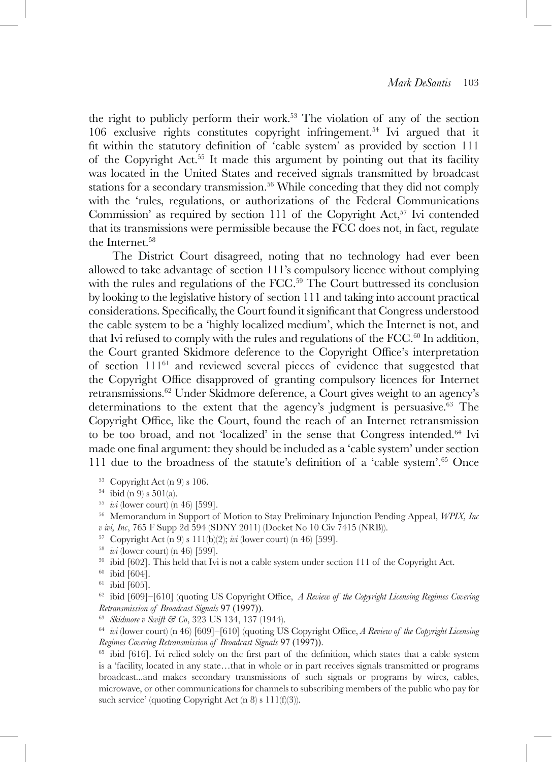the right to publicly perform their work.[53] The violation of any of the section 106 exclusive rights constitutes copyright infringement.[54] Ivi argued that it fit within the statutory definition of 'cable system' as provided by section 111 of the Copyright Act.[55] It made this argument by pointing out that its facility was located in the United States and received signals transmitted by broadcast stations for a secondary transmission.[56] While conceding that they did not comply with the 'rules, regulations, or authorizations of the Federal Communications Commission' as required by section 111 of the Copyright Act,[57] Ivi contended that its transmissions were permissible because the FCC does not, in fact, regulate the Internet.[58]

The District Court disagreed, noting that no technology had ever been allowed to take advantage of section 111's compulsory licence without complying with the rules and regulations of the FCC.[59] The Court buttressed its conclusion by looking to the legislative history of section 111 and taking into account practical considerations. Specifically, the Court found it significant that Congress understood the cable system to be a 'highly localized medium', which the Internet is not, and that Ivi refused to comply with the rules and regulations of the FCC.[60] In addition, the Court granted Skidmore deference to the Copyright Office's interpretation of section 111[61] and reviewed several pieces of evidence that suggested that the Copyright Office disapproved of granting compulsory licences for Internet retransmissions.[62] Under Skidmore deference, a Court gives weight to an agency's determinations to the extent that the agency's judgment is persuasive.[63] The Copyright Office, like the Court, found the reach of an Internet retransmission to be too broad, and not 'localized' in the sense that Congress intended.[64] Ivi made one final argument: they should be included as a 'cable system' under section 111 due to the broadness of the statute's definition of a 'cable system'.[65] Once

[53] Copyright Act (n 9) s 106.

[54] ibid (n 9) s 501(a).

[55] *ivi* (lower court) (n 46) [599].

[56] Memorandum in Support of Motion to Stay Preliminary Injunction Pending Appeal, *WPIX, Inc v ivi, Inc*, 765 F Supp 2d 594 (SDNY 2011) (Docket No 10 Civ 7415 (NRB)).

[57] Copyright Act (n 9) s 111(b)(2); *ivi* (lower court) (n 46) [599].

[58] *ivi* (lower court) (n 46) [599].

[59] ibid [602]. This held that Ivi is not a cable system under section 111 of the Copyright Act.

[60] ibid [604].

[61] ibid [605].

[62] ibid [609]–[610] (quoting US Copyright Office, *A Review of the Copyright Licensing Regimes Covering Retransmission of Broadcast Signals* 97 (1997)).

[63] *Skidmore v Swift & Co*, 323 US 134, 137 (1944).

[64] *ivi* (lower court) (n 46) [609]–[610] (quoting US Copyright Office, *A Review of the Copyright Licensing Regimes Covering Retransmission of Broadcast Signals* 97 (1997)).

[65] ibid [616]. Ivi relied solely on the first part of the definition, which states that a cable system is a 'facility, located in any state…that in whole or in part receives signals transmitted or programs broadcast...and makes secondary transmissions of such signals or programs by wires, cables, microwave, or other communications for channels to subscribing members of the public who pay for such service' (quoting Copyright Act (n 8) s 111(f)(3)).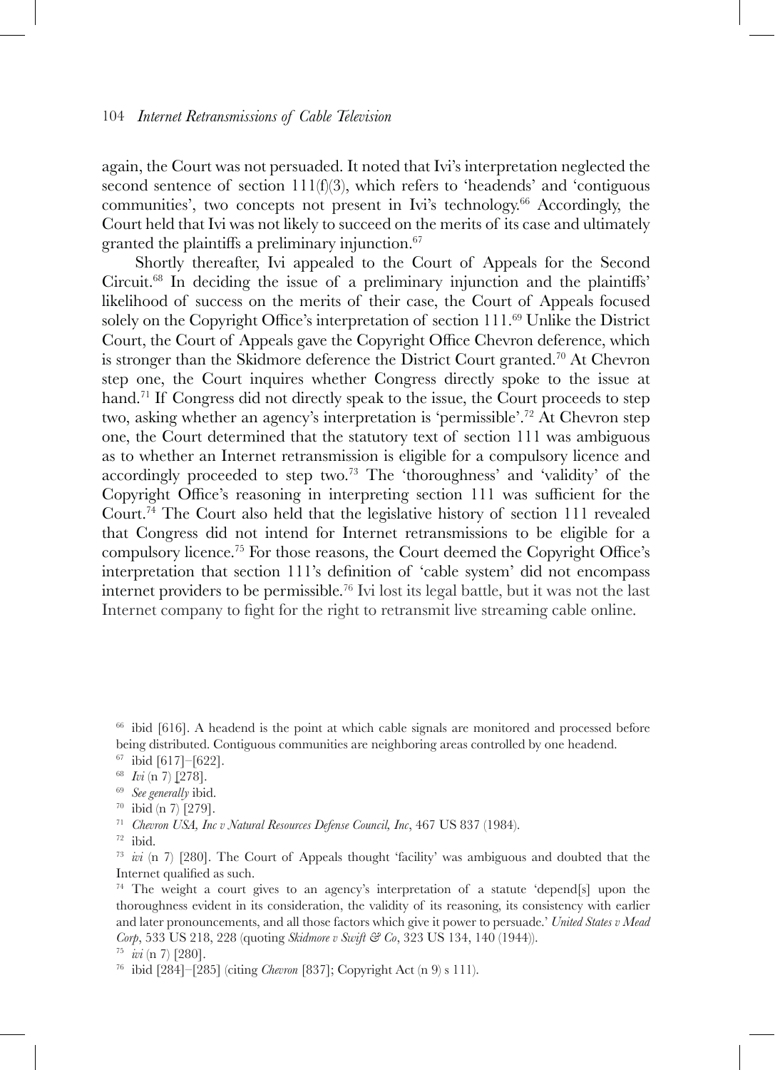again, the Court was not persuaded. It noted that Ivi's interpretation neglected the second sentence of section 111(f)(3), which refers to 'headends' and 'contiguous communities', two concepts not present in Ivi's technology.[66] Accordingly, the Court held that Ivi was not likely to succeed on the merits of its case and ultimately granted the plaintiffs a preliminary injunction.[67]

Shortly thereafter, Ivi appealed to the Court of Appeals for the Second Circuit.[68] In deciding the issue of a preliminary injunction and the plaintiffs' likelihood of success on the merits of their case, the Court of Appeals focused solely on the Copyright Office's interpretation of section 111.[69] Unlike the District Court, the Court of Appeals gave the Copyright Office Chevron deference, which is stronger than the Skidmore deference the District Court granted.[70] At Chevron step one, the Court inquires whether Congress directly spoke to the issue at hand.[71] If Congress did not directly speak to the issue, the Court proceeds to step two, asking whether an agency's interpretation is 'permissible'.[72] At Chevron step one, the Court determined that the statutory text of section 111 was ambiguous as to whether an Internet retransmission is eligible for a compulsory licence and accordingly proceeded to step two.[73] The 'thoroughness' and 'validity' of the Copyright Office's reasoning in interpreting section 111 was sufficient for the Court.[74] The Court also held that the legislative history of section 111 revealed that Congress did not intend for Internet retransmissions to be eligible for a compulsory licence.[75] For those reasons, the Court deemed the Copyright Office's interpretation that section 111's definition of 'cable system' did not encompass internet providers to be permissible.[76] Ivi lost its legal battle, but it was not the last Internet company to fight for the right to retransmit live streaming cable online.

---

[66] ibid [616]. A headend is the point at which cable signals are monitored and processed before being distributed. Contiguous communities are neighboring areas controlled by one headend.

[67] ibid [617]–[622].

[68] *Ivi* (n 7) [278].

[69] *See generally* ibid.

[70] ibid (n 7) [279].

[71] *Chevron USA, Inc v Natural Resources Defense Council, Inc*, 467 US 837 (1984).

[72] ibid.

[73] *ivi* (n 7) [280]. The Court of Appeals thought 'facility' was ambiguous and doubted that the Internet qualified as such.

[74] The weight a court gives to an agency's interpretation of a statute 'depend[s] upon the thoroughness evident in its consideration, the validity of its reasoning, its consistency with earlier and later pronouncements, and all those factors which give it power to persuade.' *United States v Mead Corp*, 533 US 218, 228 (quoting *Skidmore v Swift & Co*, 323 US 134, 140 (1944)).

[75] *ivi* (n 7) [280].

[76] ibid [284]–[285] (citing *Chevron* [837]; Copyright Act (n 9) s 111).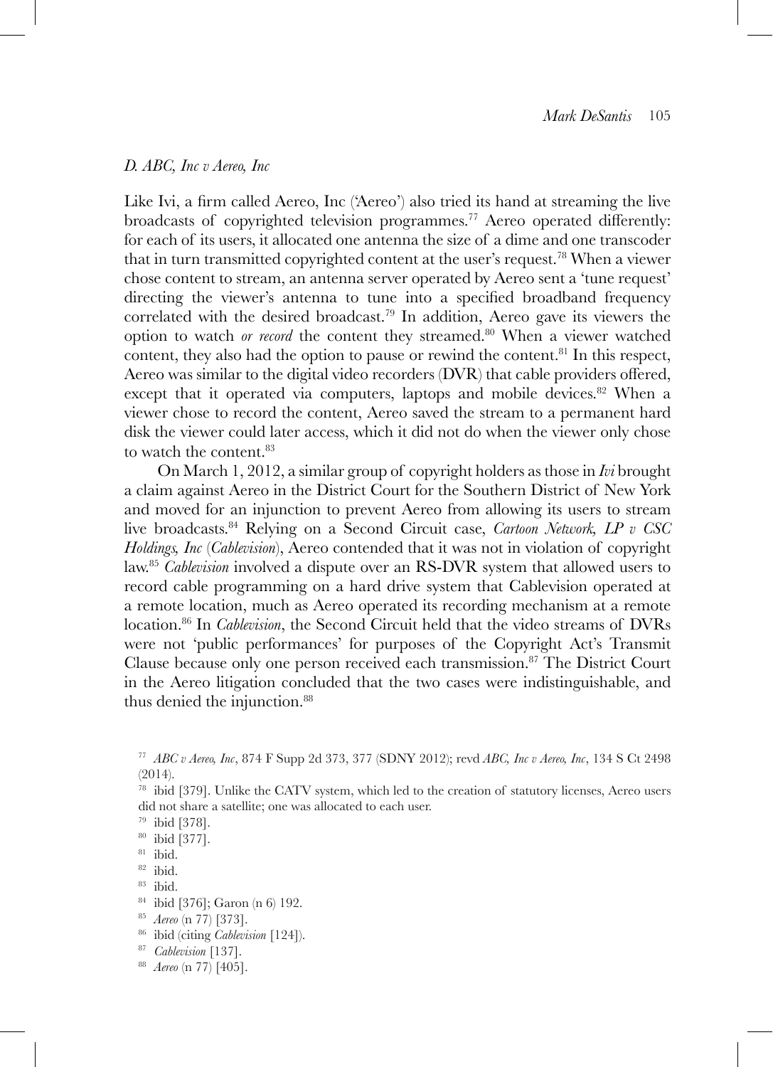### *D. ABC, Inc v Aereo, Inc*

Like Ivi, a firm called Aereo, Inc ('Aereo') also tried its hand at streaming the live broadcasts of copyrighted television programmes.[77] Aereo operated differently: for each of its users, it allocated one antenna the size of a dime and one transcoder that in turn transmitted copyrighted content at the user's request.[78] When a viewer chose content to stream, an antenna server operated by Aereo sent a 'tune request' directing the viewer's antenna to tune into a specified broadband frequency correlated with the desired broadcast.[79] In addition, Aereo gave its viewers the option to watch *or record* the content they streamed.[80] When a viewer watched content, they also had the option to pause or rewind the content.[81] In this respect, Aereo was similar to the digital video recorders (DVR) that cable providers offered, except that it operated via computers, laptops and mobile devices.[82] When a viewer chose to record the content, Aereo saved the stream to a permanent hard disk the viewer could later access, which it did not do when the viewer only chose to watch the content.[83]

On March 1, 2012, a similar group of copyright holders as those in *Ivi* brought a claim against Aereo in the District Court for the Southern District of New York and moved for an injunction to prevent Aereo from allowing its users to stream live broadcasts.[84] Relying on a Second Circuit case, *Cartoon Network, LP v CSC Holdings, Inc* (*Cablevision*), Aereo contended that it was not in violation of copyright law.[85] *Cablevision* involved a dispute over an RS-DVR system that allowed users to record cable programming on a hard drive system that Cablevision operated at a remote location, much as Aereo operated its recording mechanism at a remote location.[86] In *Cablevision*, the Second Circuit held that the video streams of DVRs were not 'public performances' for purposes of the Copyright Act's Transmit Clause because only one person received each transmission.[87] The District Court in the Aereo litigation concluded that the two cases were indistinguishable, and thus denied the injunction.[88]

---

[77] *ABC v Aereo, Inc*, 874 F Supp 2d 373, 377 (SDNY 2012); revd *ABC, Inc v Aereo, Inc*, 134 S Ct 2498 (2014).

[78] ibid [379]. Unlike the CATV system, which led to the creation of statutory licenses, Aereo users did not share a satellite; one was allocated to each user.

[79] ibid [378].

[80] ibid [377].

[81] ibid.

[82] ibid.

[83] ibid.

[84] ibid [376]; Garon (n 6) 192.

[85] *Aereo* (n 77) [373].

[86] ibid (citing *Cablevision* [124]).

[87] *Cablevision* [137].

[88] *Aereo* (n 77) [405].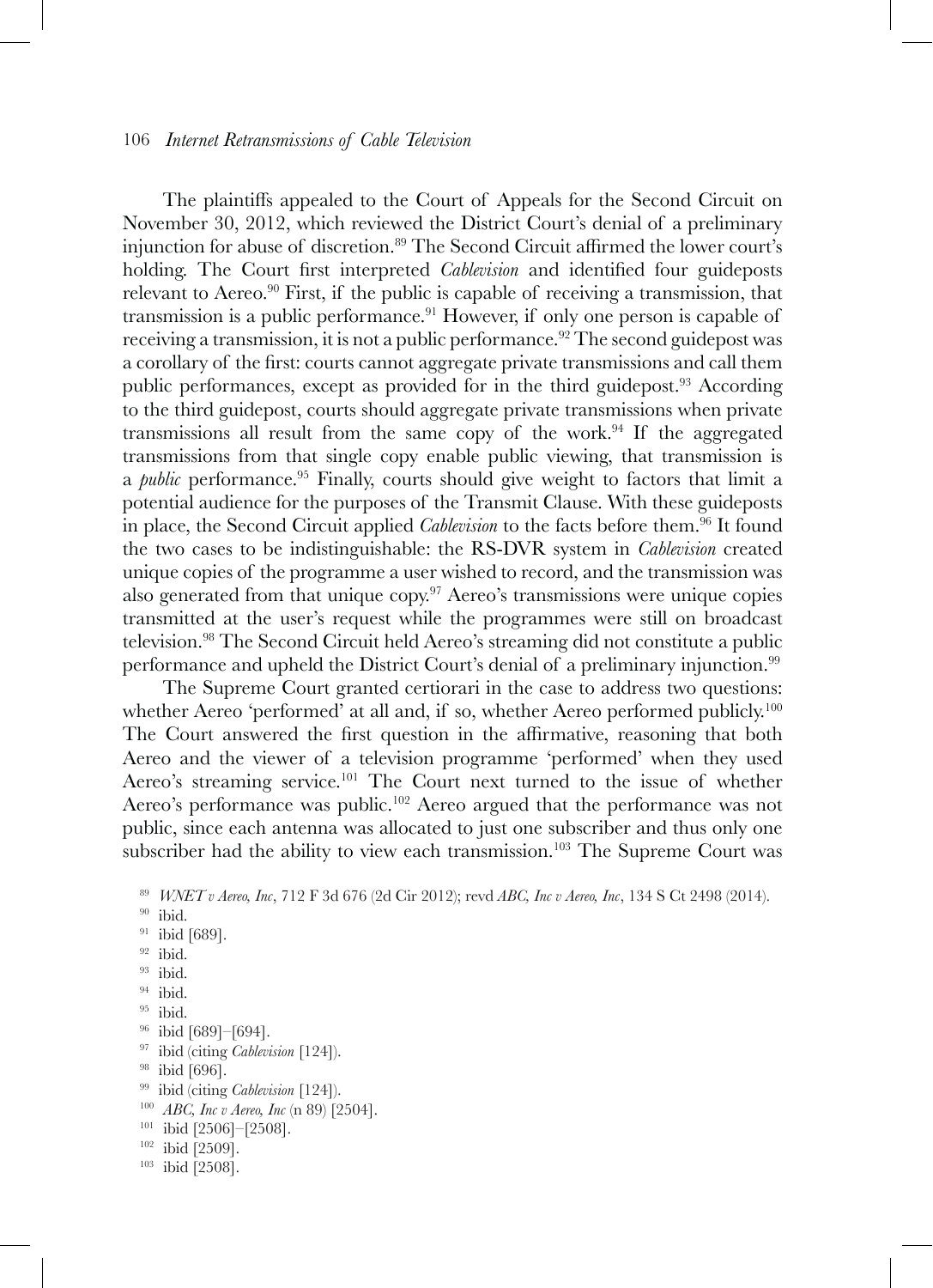The plaintiffs appealed to the Court of Appeals for the Second Circuit on November 30, 2012, which reviewed the District Court's denial of a preliminary injunction for abuse of discretion.[89] The Second Circuit affirmed the lower court's holding. The Court first interpreted *Cablevision* and identified four guideposts relevant to Aereo.[90] First, if the public is capable of receiving a transmission, that transmission is a public performance.[91] However, if only one person is capable of receiving a transmission, it is not a public performance.[92] The second guidepost was a corollary of the first: courts cannot aggregate private transmissions and call them public performances, except as provided for in the third guidepost.[93] According to the third guidepost, courts should aggregate private transmissions when private transmissions all result from the same copy of the work.[94] If the aggregated transmissions from that single copy enable public viewing, that transmission is a *public* performance.[95] Finally, courts should give weight to factors that limit a potential audience for the purposes of the Transmit Clause. With these guideposts in place, the Second Circuit applied *Cablevision* to the facts before them.[96] It found the two cases to be indistinguishable: the RS-DVR system in *Cablevision* created unique copies of the programme a user wished to record, and the transmission was also generated from that unique copy.[97] Aereo's transmissions were unique copies transmitted at the user's request while the programmes were still on broadcast television.[98] The Second Circuit held Aereo's streaming did not constitute a public performance and upheld the District Court's denial of a preliminary injunction.[99]

The Supreme Court granted certiorari in the case to address two questions: whether Aereo 'performed' at all and, if so, whether Aereo performed publicly.[100] The Court answered the first question in the affirmative, reasoning that both Aereo and the viewer of a television programme 'performed' when they used Aereo's streaming service.[101] The Court next turned to the issue of whether Aereo's performance was public.[102] Aereo argued that the performance was not public, since each antenna was allocated to just one subscriber and thus only one subscriber had the ability to view each transmission.[103] The Supreme Court was

[89] *WNET v Aereo, Inc*, 712 F 3d 676 (2d Cir 2012); revd *ABC, Inc v Aereo, Inc*, 134 S Ct 2498 (2014).

[90] ibid.

[91] ibid [689].

[92] ibid.

[93] ibid.

[94] ibid.

[95] ibid.

[96] ibid [689]–[694].

[97] ibid (citing *Cablevision* [124]).

[98] ibid [696].

[99] ibid (citing *Cablevision* [124]).

[100] *ABC, Inc v Aereo, Inc* (n 89) [2504].

[101] ibid [2506]–[2508].

[102] ibid [2509].

[103] ibid [2508].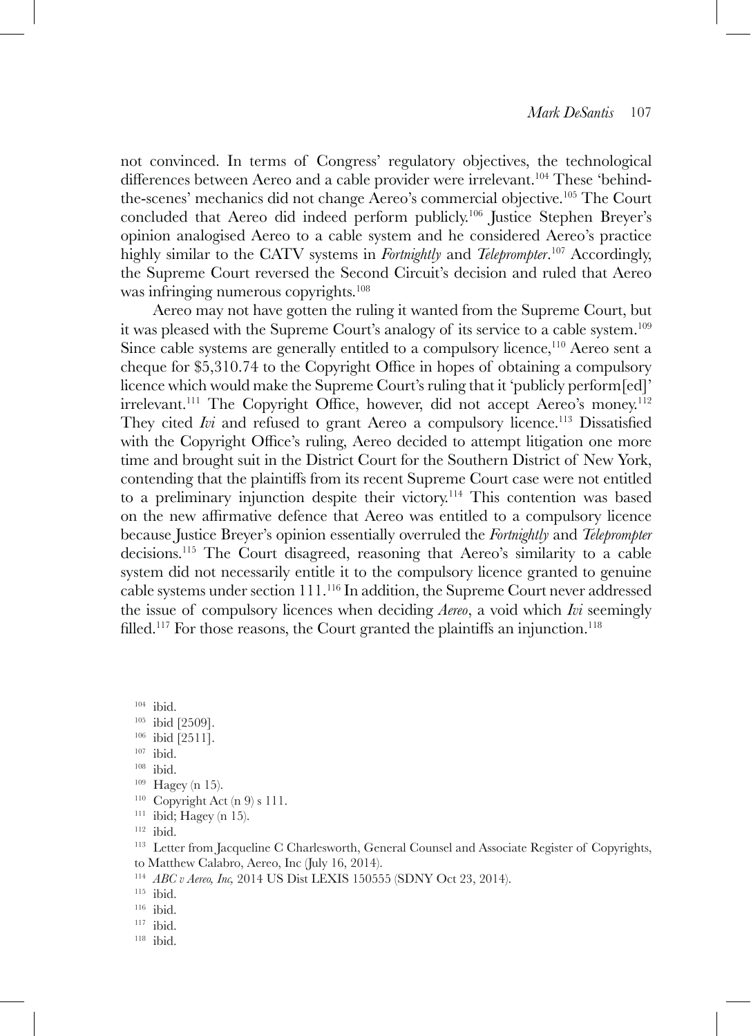not convinced. In terms of Congress' regulatory objectives, the technological differences between Aereo and a cable provider were irrelevant.[104] These 'behind-the-scenes' mechanics did not change Aereo's commercial objective.[105] The Court concluded that Aereo did indeed perform publicly.[106] Justice Stephen Breyer's opinion analogised Aereo to a cable system and he considered Aereo's practice highly similar to the CATV systems in *Fortnightly* and *Teleprompter*.[107] Accordingly, the Supreme Court reversed the Second Circuit's decision and ruled that Aereo was infringing numerous copyrights.[108]

Aereo may not have gotten the ruling it wanted from the Supreme Court, but it was pleased with the Supreme Court's analogy of its service to a cable system.[109] Since cable systems are generally entitled to a compulsory licence,[110] Aereo sent a cheque for $5,310.74 to the Copyright Office in hopes of obtaining a compulsory licence which would make the Supreme Court's ruling that it 'publicly perform[ed]' irrelevant.[111] The Copyright Office, however, did not accept Aereo's money.[112] They cited *Ivi* and refused to grant Aereo a compulsory licence.[113] Dissatisfied with the Copyright Office's ruling, Aereo decided to attempt litigation one more time and brought suit in the District Court for the Southern District of New York, contending that the plaintiffs from its recent Supreme Court case were not entitled to a preliminary injunction despite their victory.[114] This contention was based on the new affirmative defence that Aereo was entitled to a compulsory licence because Justice Breyer's opinion essentially overruled the *Fortnightly* and *Teleprompter* decisions.[115] The Court disagreed, reasoning that Aereo's similarity to a cable system did not necessarily entitle it to the compulsory licence granted to genuine cable systems under section 111.[116] In addition, the Supreme Court never addressed the issue of compulsory licences when deciding *Aereo*, a void which *Ivi* seemingly filled.[117] For those reasons, the Court granted the plaintiffs an injunction.[118]

[104] ibid.

[105] ibid [2509].

[106] ibid [2511].

[107] ibid.

[108] ibid.

[109] Hagey (n 15).

[110] Copyright Act (n 9) s 111.

[111] ibid; Hagey (n 15).

[112] ibid.

[113] Letter from Jacqueline C Charlesworth, General Counsel and Associate Register of Copyrights, to Matthew Calabro, Aereo, Inc (July 16, 2014).

[114] *ABC v Aereo, Inc,* 2014 US Dist LEXIS 150555 (SDNY Oct 23, 2014).

[115] ibid.

[116] ibid.

[117] ibid.

[118] ibid.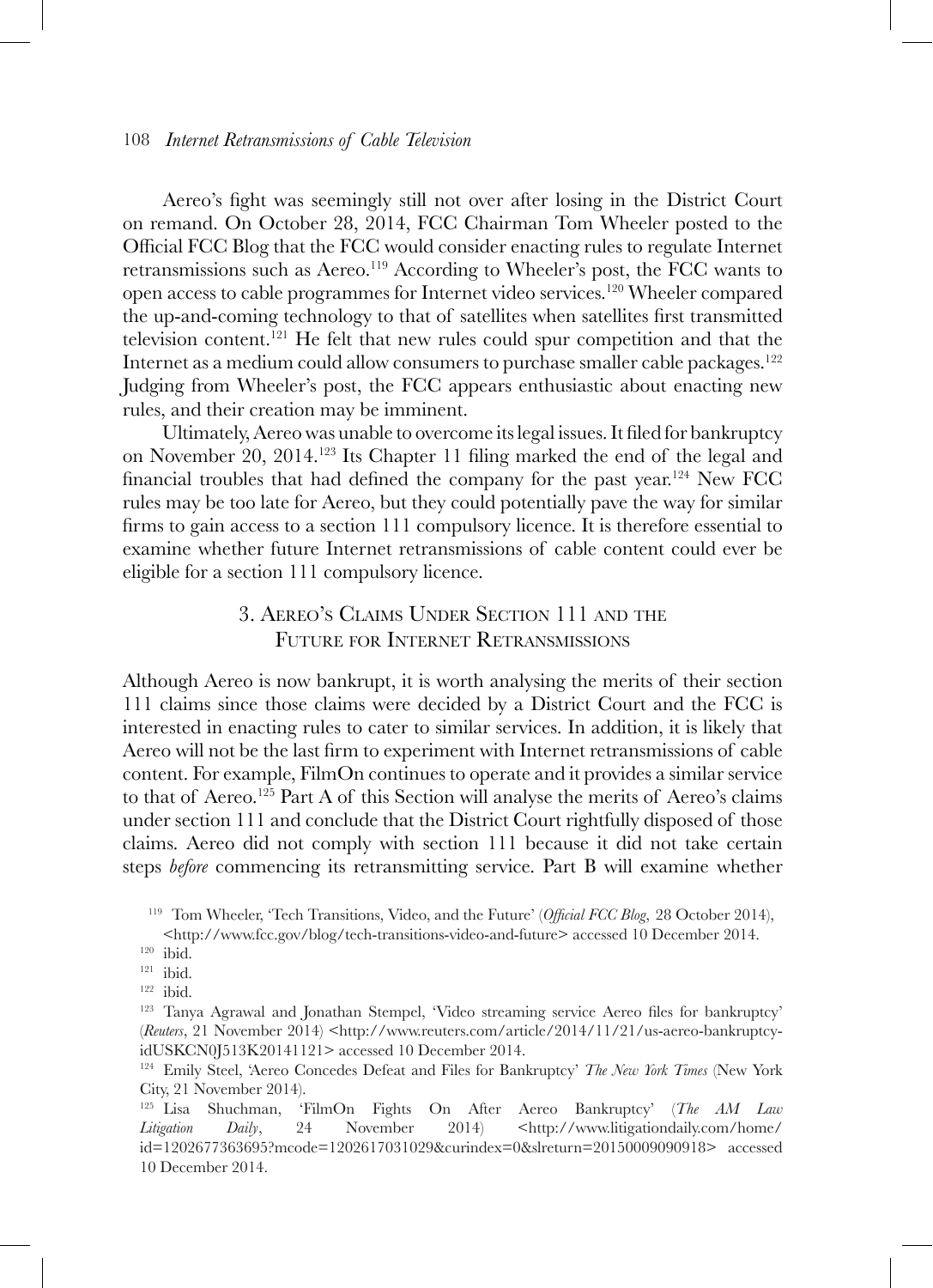Aereo's fight was seemingly still not over after losing in the District Court on remand. On October 28, 2014, FCC Chairman Tom Wheeler posted to the Official FCC Blog that the FCC would consider enacting rules to regulate Internet retransmissions such as Aereo.[119] According to Wheeler's post, the FCC wants to open access to cable programmes for Internet video services.[120] Wheeler compared the up-and-coming technology to that of satellites when satellites first transmitted television content.[121] He felt that new rules could spur competition and that the Internet as a medium could allow consumers to purchase smaller cable packages.[122] Judging from Wheeler's post, the FCC appears enthusiastic about enacting new rules, and their creation may be imminent.

Ultimately, Aereo was unable to overcome its legal issues. It filed for bankruptcy on November 20, 2014.[123] Its Chapter 11 filing marked the end of the legal and financial troubles that had defined the company for the past year.[124] New FCC rules may be too late for Aereo, but they could potentially pave the way for similar firms to gain access to a section 111 compulsory licence. It is therefore essential to examine whether future Internet retransmissions of cable content could ever be eligible for a section 111 compulsory licence.

## 3. Aereo's Claims Under Section 111 and the Future for Internet Retransmissions

Although Aereo is now bankrupt, it is worth analysing the merits of their section 111 claims since those claims were decided by a District Court and the FCC is interested in enacting rules to cater to similar services. In addition, it is likely that Aereo will not be the last firm to experiment with Internet retransmissions of cable content. For example, FilmOn continues to operate and it provides a similar service to that of Aereo.[125] Part A of this Section will analyse the merits of Aereo's claims under section 111 and conclude that the District Court rightfully disposed of those claims. Aereo did not comply with section 111 because it did not take certain steps *before* commencing its retransmitting service. Part B will examine whether

[119] Tom Wheeler, 'Tech Transitions, Video, and the Future' (*Official FCC Blog*, 28 October 2014), <http://www.fcc.gov/blog/tech-transitions-video-and-future> accessed 10 December 2014.

[120] ibid.

[121] ibid.

[122] ibid.

[123] Tanya Agrawal and Jonathan Stempel, 'Video streaming service Aereo files for bankruptcy' (*Reuters*, 21 November 2014) <http://www.reuters.com/article/2014/11/21/us-aereo-bankruptcy-idUSKCN0J513K20141121> accessed 10 December 2014.

[124] Emily Steel, 'Aereo Concedes Defeat and Files for Bankruptcy' *The New York Times* (New York City, 21 November 2014).

[125] Lisa Shuchman, 'FilmOn Fights On After Aereo Bankruptcy' (*The AM Law Litigation Daily*, 24 November 2014) <http://www.litigationdaily.com/home/id=1202677363695?mcode=1202617031029&curindex=0&slreturn=20150009090918> accessed 10 December 2014.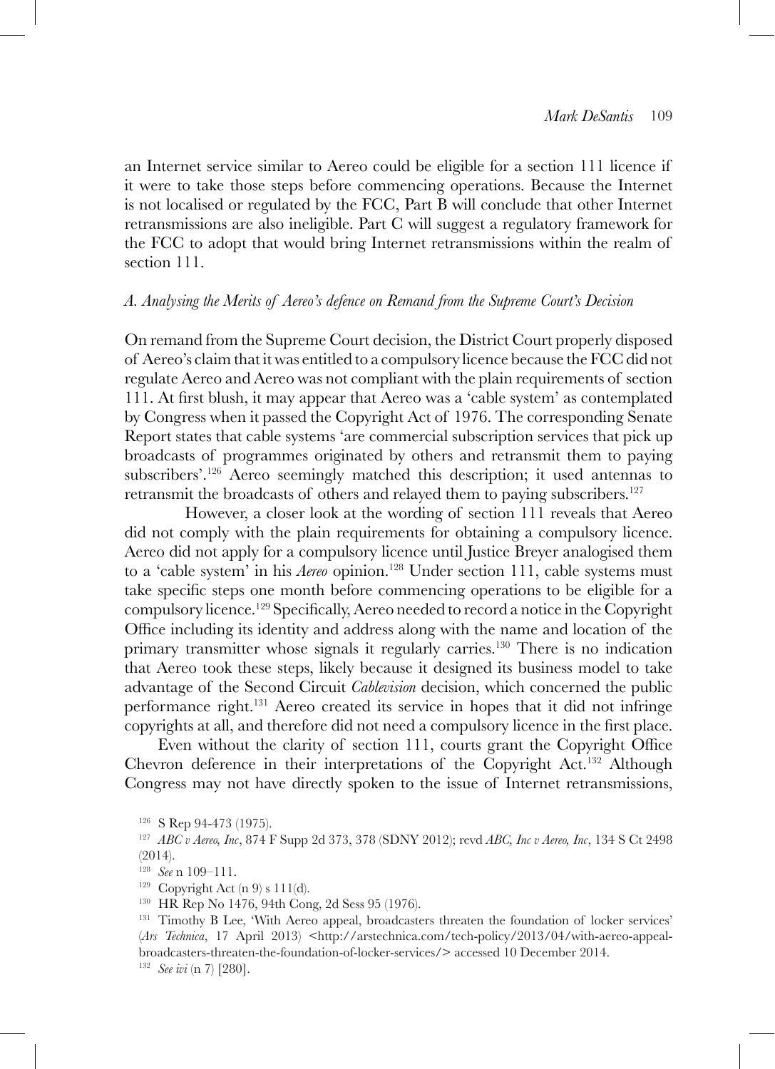an Internet service similar to Aereo could be eligible for a section 111 licence if it were to take those steps before commencing operations. Because the Internet is not localised or regulated by the FCC, Part B will conclude that other Internet retransmissions are also ineligible. Part C will suggest a regulatory framework for the FCC to adopt that would bring Internet retransmissions within the realm of section 111.

### *A. Analysing the Merits of Aereo's defence on Remand from the Supreme Court's Decision*

On remand from the Supreme Court decision, the District Court properly disposed of Aereo's claim that it was entitled to a compulsory licence because the FCC did not regulate Aereo and Aereo was not compliant with the plain requirements of section 111. At first blush, it may appear that Aereo was a 'cable system' as contemplated by Congress when it passed the Copyright Act of 1976. The corresponding Senate Report states that cable systems 'are commercial subscription services that pick up broadcasts of programmes originated by others and retransmit them to paying subscribers'.[126] Aereo seemingly matched this description; it used antennas to retransmit the broadcasts of others and relayed them to paying subscribers.[127]

However, a closer look at the wording of section 111 reveals that Aereo did not comply with the plain requirements for obtaining a compulsory licence. Aereo did not apply for a compulsory licence until Justice Breyer analogised them to a 'cable system' in his *Aereo* opinion.[128] Under section 111, cable systems must take specific steps one month before commencing operations to be eligible for a compulsory licence.[129] Specifically, Aereo needed to record a notice in the Copyright Office including its identity and address along with the name and location of the primary transmitter whose signals it regularly carries.[130] There is no indication that Aereo took these steps, likely because it designed its business model to take advantage of the Second Circuit *Cablevision* decision, which concerned the public performance right.[131] Aereo created its service in hopes that it did not infringe copyrights at all, and therefore did not need a compulsory licence in the first place.

Even without the clarity of section 111, courts grant the Copyright Office Chevron deference in their interpretations of the Copyright Act.[132] Although Congress may not have directly spoken to the issue of Internet retransmissions,

---

[126] S Rep 94-473 (1975).

[127] *ABC v Aereo, Inc*, 874 F Supp 2d 373, 378 (SDNY 2012); revd *ABC, Inc v Aereo, Inc*, 134 S Ct 2498 (2014).

[128] *See* n 109–111.

[129] Copyright Act (n 9) s 111(d).

[130] HR Rep No 1476, 94th Cong, 2d Sess 95 (1976).

[131] Timothy B Lee, 'With Aereo appeal, broadcasters threaten the foundation of locker services' (*Ars Technica*, 17 April 2013) <http://arstechnica.com/tech-policy/2013/04/with-aereo-appeal-broadcasters-threaten-the-foundation-of-locker-services/> accessed 10 December 2014.

[132] *See ivi* (n 7) [280].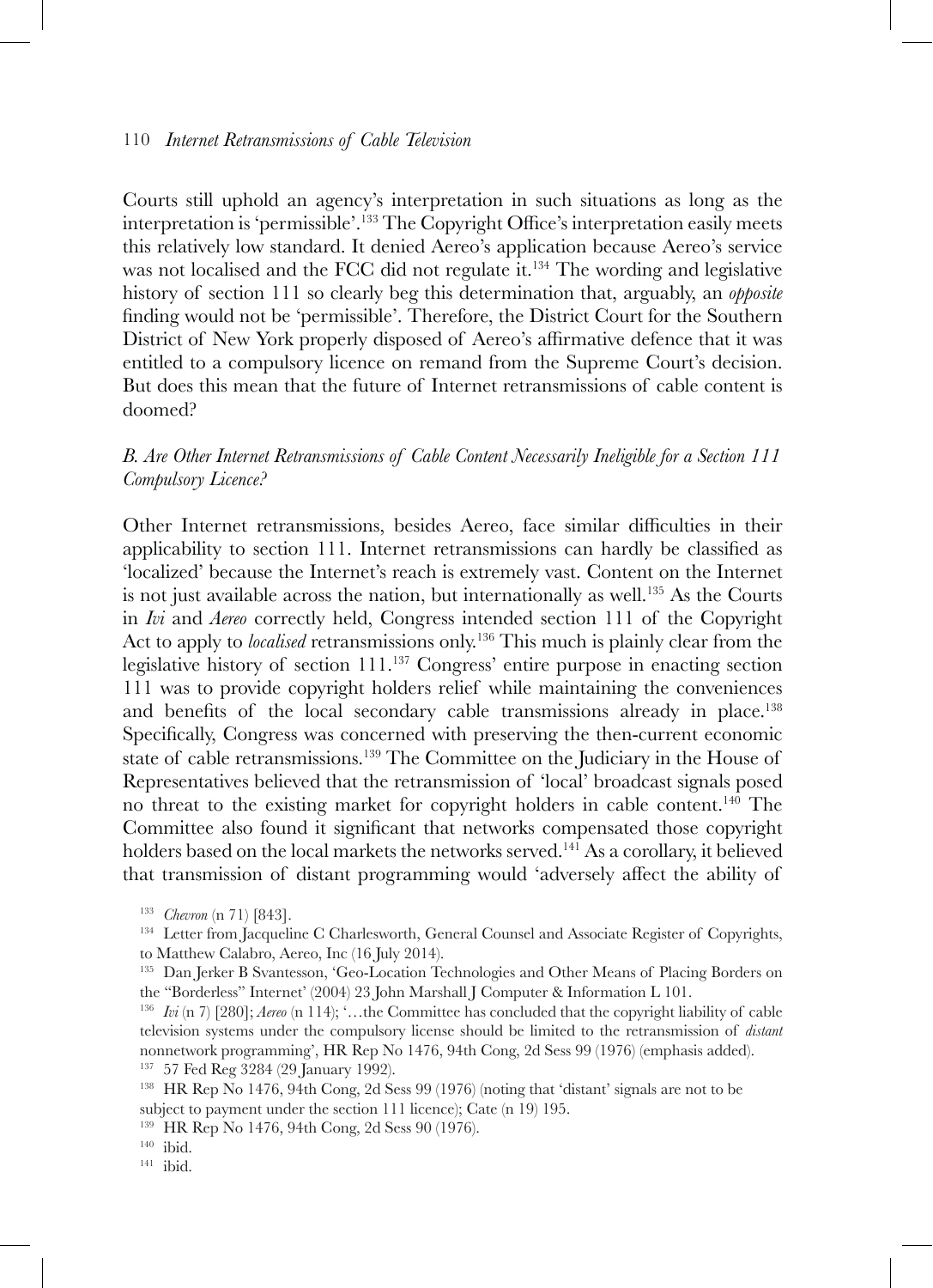Courts still uphold an agency's interpretation in such situations as long as the interpretation is 'permissible'.[133] The Copyright Office's interpretation easily meets this relatively low standard. It denied Aereo's application because Aereo's service was not localised and the FCC did not regulate it.[134] The wording and legislative history of section 111 so clearly beg this determination that, arguably, an *opposite* finding would not be 'permissible'. Therefore, the District Court for the Southern District of New York properly disposed of Aereo's affirmative defence that it was entitled to a compulsory licence on remand from the Supreme Court's decision. But does this mean that the future of Internet retransmissions of cable content is doomed?

### *B. Are Other Internet Retransmissions of Cable Content Necessarily Ineligible for a Section 111 Compulsory Licence?*

Other Internet retransmissions, besides Aereo, face similar difficulties in their applicability to section 111. Internet retransmissions can hardly be classified as 'localized' because the Internet's reach is extremely vast. Content on the Internet is not just available across the nation, but internationally as well.[135] As the Courts in *Ivi* and *Aereo* correctly held, Congress intended section 111 of the Copyright Act to apply to *localised* retransmissions only.[136] This much is plainly clear from the legislative history of section 111.[137] Congress' entire purpose in enacting section 111 was to provide copyright holders relief while maintaining the conveniences and benefits of the local secondary cable transmissions already in place.[138] Specifically, Congress was concerned with preserving the then-current economic state of cable retransmissions.[139] The Committee on the Judiciary in the House of Representatives believed that the retransmission of 'local' broadcast signals posed no threat to the existing market for copyright holders in cable content.[140] The Committee also found it significant that networks compensated those copyright holders based on the local markets the networks served.[141] As a corollary, it believed that transmission of distant programming would 'adversely affect the ability of

[133] *Chevron* (n 71) [843].

[134] Letter from Jacqueline C Charlesworth, General Counsel and Associate Register of Copyrights, to Matthew Calabro, Aereo, Inc (16 July 2014).

[135] Dan Jerker B Svantesson, 'Geo-Location Technologies and Other Means of Placing Borders on the "Borderless" Internet' (2004) 23 John Marshall J Computer & Information L 101.

[136] *Ivi* (n 7) [280]; *Aereo* (n 114); '…the Committee has concluded that the copyright liability of cable television systems under the compulsory license should be limited to the retransmission of *distant* nonnetwork programming', HR Rep No 1476, 94th Cong, 2d Sess 99 (1976) (emphasis added).

[137] 57 Fed Reg 3284 (29 January 1992).

[138] HR Rep No 1476, 94th Cong, 2d Sess 99 (1976) (noting that 'distant' signals are not to be subject to payment under the section 111 licence); Cate (n 19) 195.

[139] HR Rep No 1476, 94th Cong, 2d Sess 90 (1976).

[140] ibid.

[141] ibid.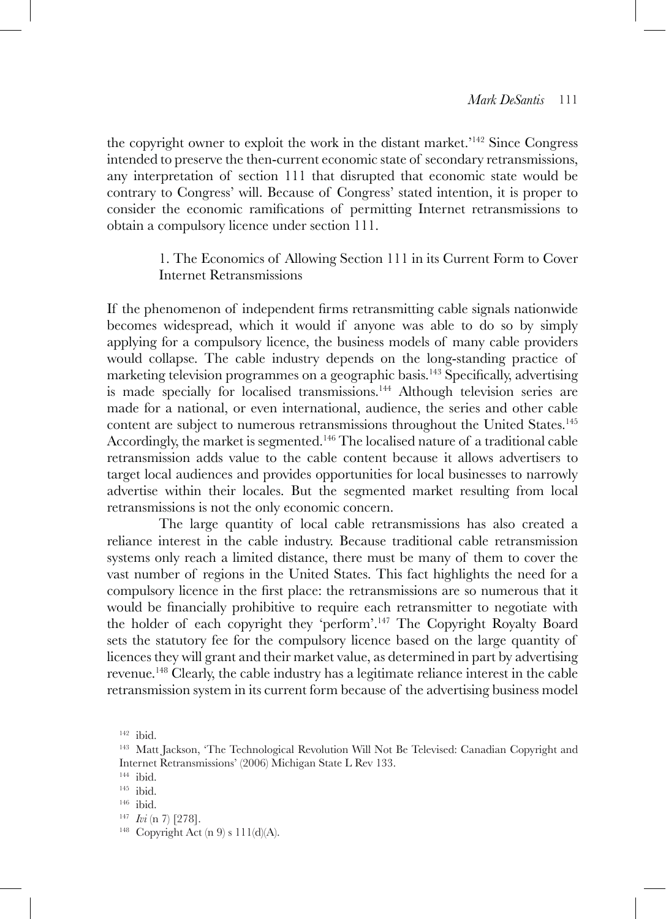the copyright owner to exploit the work in the distant market.'[142] Since Congress intended to preserve the then-current economic state of secondary retransmissions, any interpretation of section 111 that disrupted that economic state would be contrary to Congress' will. Because of Congress' stated intention, it is proper to consider the economic ramifications of permitting Internet retransmissions to obtain a compulsory licence under section 111.

### 1. The Economics of Allowing Section 111 in its Current Form to Cover Internet Retransmissions

If the phenomenon of independent firms retransmitting cable signals nationwide becomes widespread, which it would if anyone was able to do so by simply applying for a compulsory licence, the business models of many cable providers would collapse. The cable industry depends on the long-standing practice of marketing television programmes on a geographic basis.[143] Specifically, advertising is made specially for localised transmissions.[144] Although television series are made for a national, or even international, audience, the series and other cable content are subject to numerous retransmissions throughout the United States.[145] Accordingly, the market is segmented.[146] The localised nature of a traditional cable retransmission adds value to the cable content because it allows advertisers to target local audiences and provides opportunities for local businesses to narrowly advertise within their locales. But the segmented market resulting from local retransmissions is not the only economic concern.

The large quantity of local cable retransmissions has also created a reliance interest in the cable industry. Because traditional cable retransmission systems only reach a limited distance, there must be many of them to cover the vast number of regions in the United States. This fact highlights the need for a compulsory licence in the first place: the retransmissions are so numerous that it would be financially prohibitive to require each retransmitter to negotiate with the holder of each copyright they 'perform'.[147] The Copyright Royalty Board sets the statutory fee for the compulsory licence based on the large quantity of licences they will grant and their market value, as determined in part by advertising revenue.[148] Clearly, the cable industry has a legitimate reliance interest in the cable retransmission system in its current form because of the advertising business model

[142] ibid.

[143] Matt Jackson, 'The Technological Revolution Will Not Be Televised: Canadian Copyright and Internet Retransmissions' (2006) Michigan State L Rev 133.

[144] ibid.

[145] ibid.

[146] ibid.

[147] *Ivi* (n 7) [278].

[148] Copyright Act (n 9) s 111(d)(A).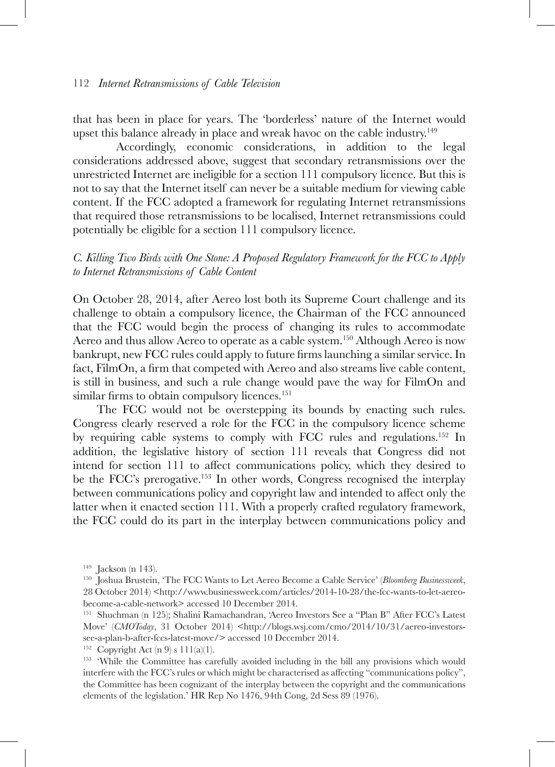that has been in place for years. The 'borderless' nature of the Internet would upset this balance already in place and wreak havoc on the cable industry.[149]

Accordingly, economic considerations, in addition to the legal considerations addressed above, suggest that secondary retransmissions over the unrestricted Internet are ineligible for a section 111 compulsory licence. But this is not to say that the Internet itself can never be a suitable medium for viewing cable content. If the FCC adopted a framework for regulating Internet retransmissions that required those retransmissions to be localised, Internet retransmissions could potentially be eligible for a section 111 compulsory licence.

### *C. Killing Two Birds with One Stone: A Proposed Regulatory Framework for the FCC to Apply to Internet Retransmissions of Cable Content*

On October 28, 2014, after Aereo lost both its Supreme Court challenge and its challenge to obtain a compulsory licence, the Chairman of the FCC announced that the FCC would begin the process of changing its rules to accommodate Aereo and thus allow Aereo to operate as a cable system.[150] Although Aereo is now bankrupt, new FCC rules could apply to future firms launching a similar service. In fact, FilmOn, a firm that competed with Aereo and also streams live cable content, is still in business, and such a rule change would pave the way for FilmOn and similar firms to obtain compulsory licences.[151]

The FCC would not be overstepping its bounds by enacting such rules. Congress clearly reserved a role for the FCC in the compulsory licence scheme by requiring cable systems to comply with FCC rules and regulations.[152] In addition, the legislative history of section 111 reveals that Congress did not intend for section 111 to affect communications policy, which they desired to be the FCC's prerogative.[153] In other words, Congress recognised the interplay between communications policy and copyright law and intended to affect only the latter when it enacted section 111. With a properly crafted regulatory framework, the FCC could do its part in the interplay between communications policy and

---

[149] Jackson (n 143).

[150] Joshua Brustein, 'The FCC Wants to Let Aereo Become a Cable Service' (*Bloomberg Businessweek*, 28 October 2014) <http://www.businessweek.com/articles/2014-10-28/the-fcc-wants-to-let-aereo-become-a-cable-network> accessed 10 December 2014.

[151] Shuchman (n 125); Shalini Ramachandran, 'Aereo Investors See a "Plan B" After FCC's Latest Move' (*CMOToday*, 31 October 2014) <http://blogs.wsj.com/cmo/2014/10/31/aereo-investors-see-a-plan-b-after-fccs-latest-move/> accessed 10 December 2014.

[152] Copyright Act (n 9) s 111(a)(1).

[153] 'While the Committee has carefully avoided including in the bill any provisions which would interfere with the FCC's rules or which might be characterised as affecting "communications policy", the Committee has been cognizant of the interplay between the copyright and the communications elements of the legislation.' HR Rep No 1476, 94th Cong, 2d Sess 89 (1976).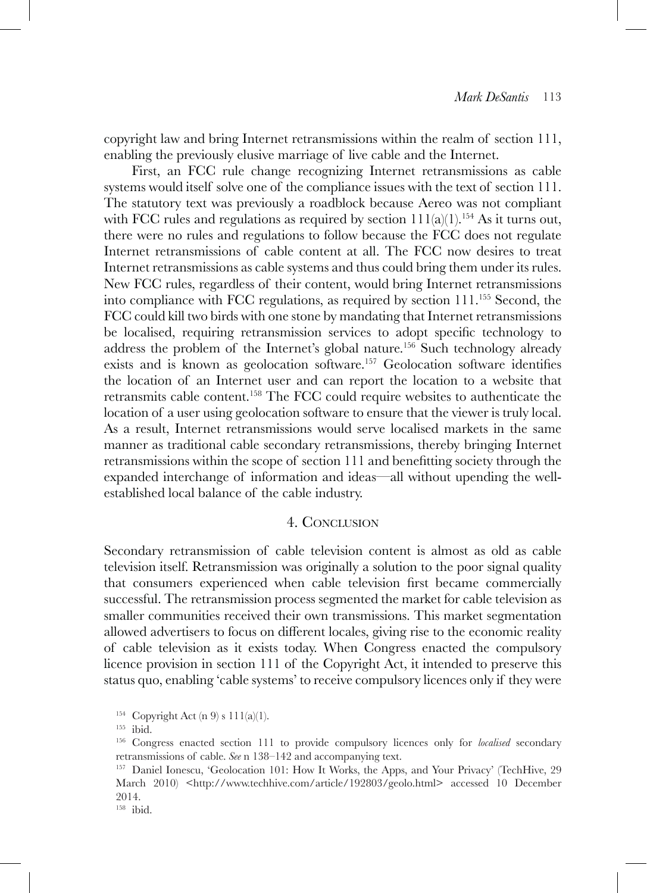copyright law and bring Internet retransmissions within the realm of section 111, enabling the previously elusive marriage of live cable and the Internet.

First, an FCC rule change recognizing Internet retransmissions as cable systems would itself solve one of the compliance issues with the text of section 111. The statutory text was previously a roadblock because Aereo was not compliant with FCC rules and regulations as required by section 111(a)(1).[154] As it turns out, there were no rules and regulations to follow because the FCC does not regulate Internet retransmissions of cable content at all. The FCC now desires to treat Internet retransmissions as cable systems and thus could bring them under its rules. New FCC rules, regardless of their content, would bring Internet retransmissions into compliance with FCC regulations, as required by section 111.[155] Second, the FCC could kill two birds with one stone by mandating that Internet retransmissions be localised, requiring retransmission services to adopt specific technology to address the problem of the Internet's global nature.[156] Such technology already exists and is known as geolocation software.[157] Geolocation software identifies the location of an Internet user and can report the location to a website that retransmits cable content.[158] The FCC could require websites to authenticate the location of a user using geolocation software to ensure that the viewer is truly local. As a result, Internet retransmissions would serve localised markets in the same manner as traditional cable secondary retransmissions, thereby bringing Internet retransmissions within the scope of section 111 and benefitting society through the expanded interchange of information and ideas—all without upending the well-established local balance of the cable industry.

## 4. Conclusion

Secondary retransmission of cable television content is almost as old as cable television itself. Retransmission was originally a solution to the poor signal quality that consumers experienced when cable television first became commercially successful. The retransmission process segmented the market for cable television as smaller communities received their own transmissions. This market segmentation allowed advertisers to focus on different locales, giving rise to the economic reality of cable television as it exists today. When Congress enacted the compulsory licence provision in section 111 of the Copyright Act, it intended to preserve this status quo, enabling 'cable systems' to receive compulsory licences only if they were

---

[154] Copyright Act (n 9) s 111(a)(1).

[155] ibid.

[156] Congress enacted section 111 to provide compulsory licences only for *localised* secondary retransmissions of cable. *See* n 138–142 and accompanying text.

[157] Daniel Ionescu, 'Geolocation 101: How It Works, the Apps, and Your Privacy' (TechHive, 29 March 2010) <http://www.techhive.com/article/192803/geolo.html> accessed 10 December 2014.

[158] ibid.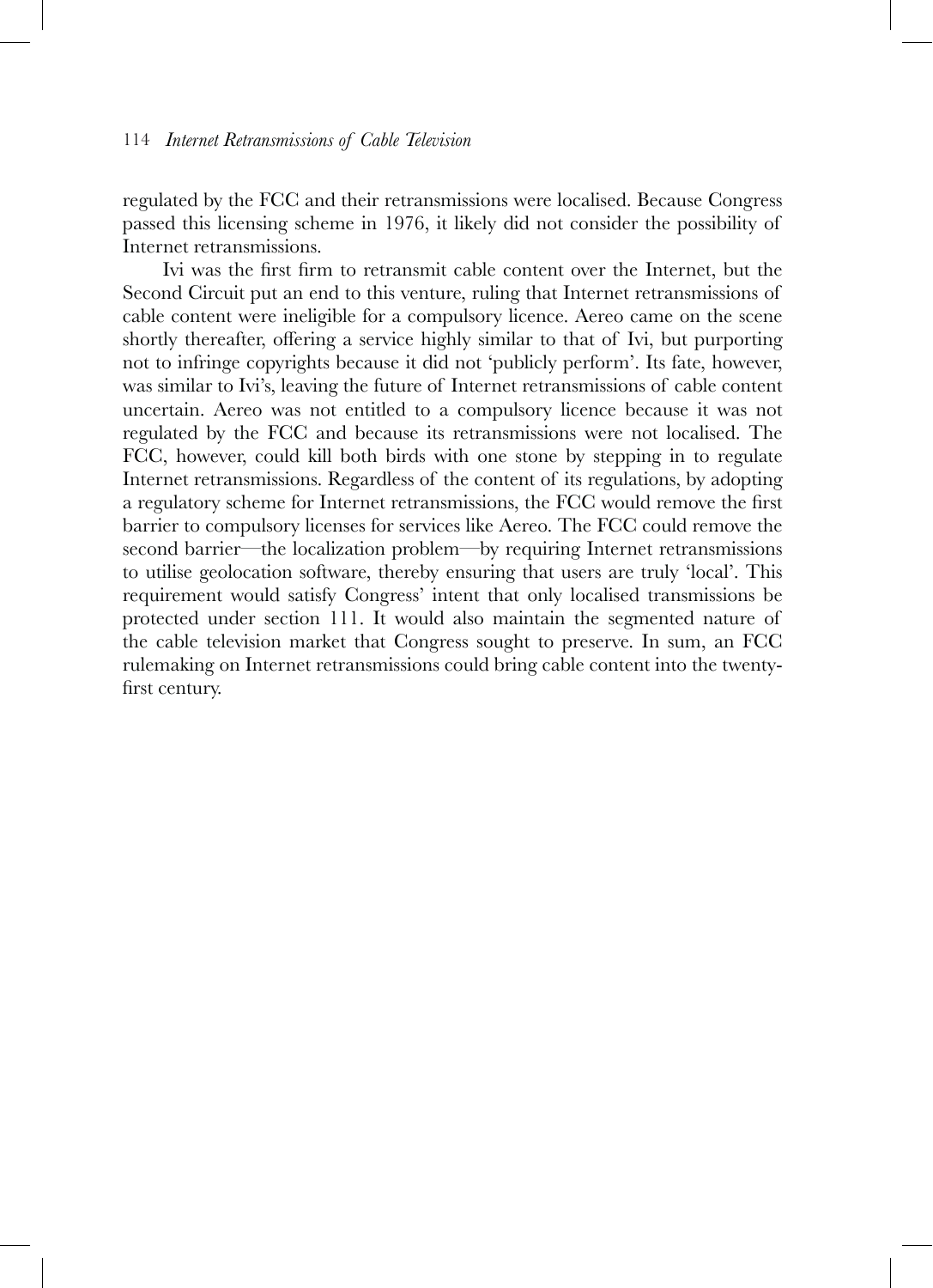regulated by the FCC and their retransmissions were localised. Because Congress passed this licensing scheme in 1976, it likely did not consider the possibility of Internet retransmissions.

Ivi was the first firm to retransmit cable content over the Internet, but the Second Circuit put an end to this venture, ruling that Internet retransmissions of cable content were ineligible for a compulsory licence. Aereo came on the scene shortly thereafter, offering a service highly similar to that of Ivi, but purporting not to infringe copyrights because it did not 'publicly perform'. Its fate, however, was similar to Ivi's, leaving the future of Internet retransmissions of cable content uncertain. Aereo was not entitled to a compulsory licence because it was not regulated by the FCC and because its retransmissions were not localised. The FCC, however, could kill both birds with one stone by stepping in to regulate Internet retransmissions. Regardless of the content of its regulations, by adopting a regulatory scheme for Internet retransmissions, the FCC would remove the first barrier to compulsory licenses for services like Aereo. The FCC could remove the second barrier—the localization problem—by requiring Internet retransmissions to utilise geolocation software, thereby ensuring that users are truly 'local'. This requirement would satisfy Congress' intent that only localised transmissions be protected under section 111. It would also maintain the segmented nature of the cable television market that Congress sought to preserve. In sum, an FCC rulemaking on Internet retransmissions could bring cable content into the twenty-first century.